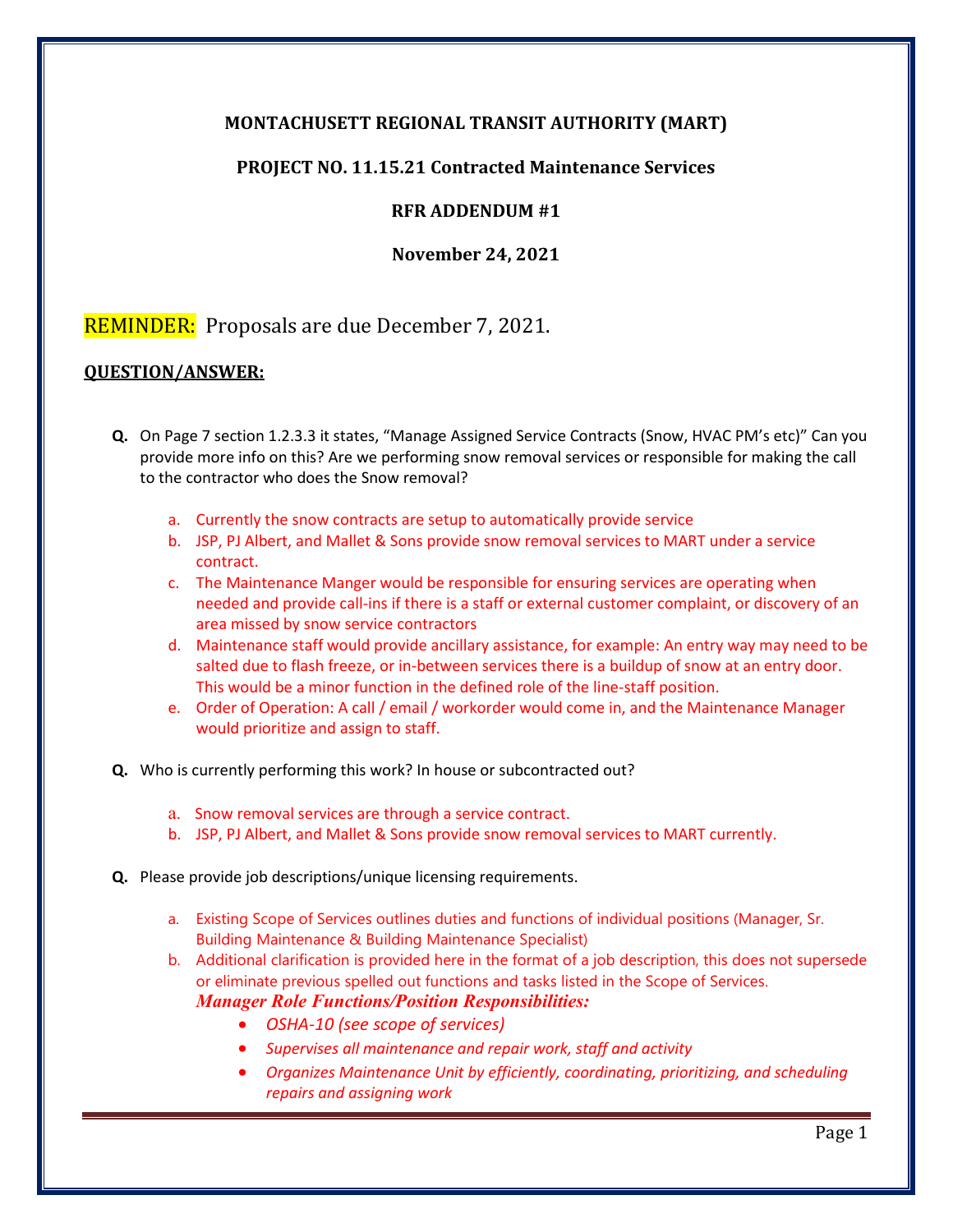**MONTACHUSETT REGIONAL TRANSIT AUTHORITY (MART)**

**PROJECT NO. 11.15.21 Contracted Maintenance Services**

**RFR ADDENDUM #1**

**November 24, 2021**

REMINDER: Proposals are due December 7, 2021.

**QUESTION/ANSWER:**

**Q.** On Page 7 section 1.2.3.3 it states, "Manage Assigned Service Contracts (Snow, HVAC PM's etc)" Can you provide more info on this? Are we performing snow removal services or responsible for making the call to the contractor who does the Snow removal?

a. Currently the snow contracts are setup to automatically provide service
b. JSP, PJ Albert, and Mallet & Sons provide snow removal services to MART under a service contract.
c. The Maintenance Manger would be responsible for ensuring services are operating when needed and provide call-ins if there is a staff or external customer complaint, or discovery of an area missed by snow service contractors
d. Maintenance staff would provide ancillary assistance, for example: An entry way may need to be salted due to flash freeze, or in-between services there is a buildup of snow at an entry door. This would be a minor function in the defined role of the line-staff position.
e. Order of Operation: A call / email / workorder would come in, and the Maintenance Manager would prioritize and assign to staff.

**Q.** Who is currently performing this work? In house or subcontracted out?

a. Snow removal services are through a service contract.
b. JSP, PJ Albert, and Mallet & Sons provide snow removal services to MART currently.

**Q.** Please provide job descriptions/unique licensing requirements.

a. Existing Scope of Services outlines duties and functions of individual positions (Manager, Sr. Building Maintenance & Building Maintenance Specialist)
b. Additional clarification is provided here in the format of a job description, this does not supersede or eliminate previous spelled out functions and tasks listed in the Scope of Services.

***Manager Role Functions/Position Responsibilities:***

- *OSHA-10 (see scope of services)*
- *Supervises all maintenance and repair work, staff and activity*
- *Organizes Maintenance Unit by efficiently, coordinating, prioritizing, and scheduling repairs and assigning work*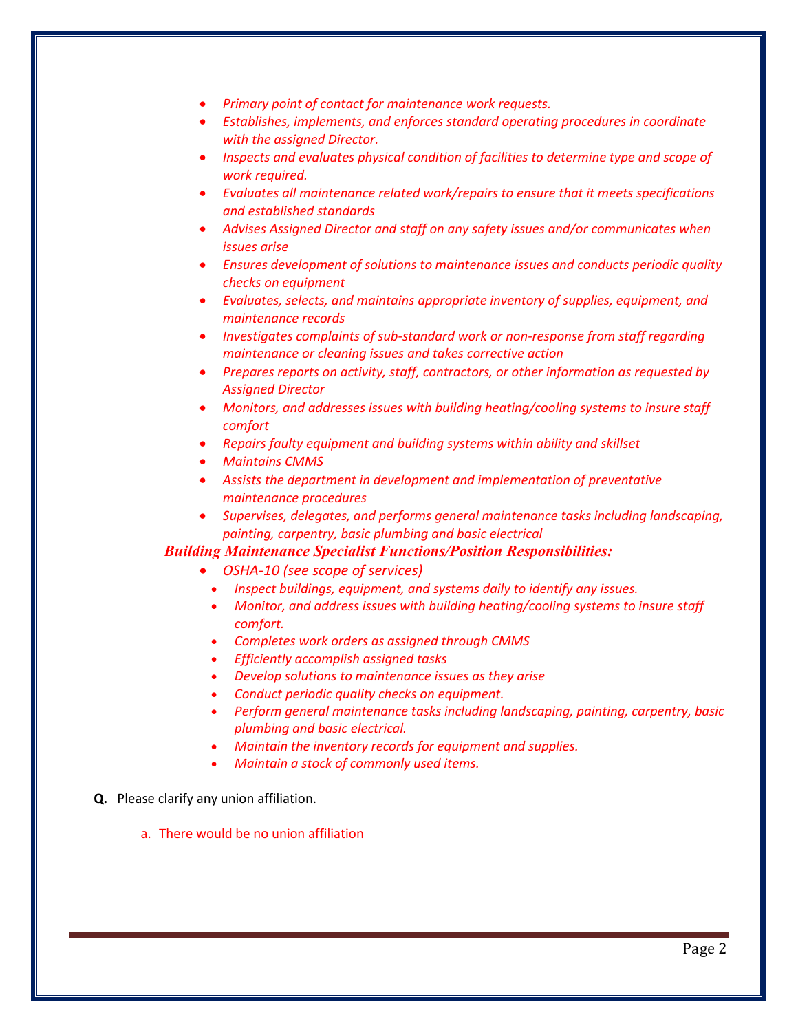- *Primary point of contact for maintenance work requests.*
- *Establishes, implements, and enforces standard operating procedures in coordinate with the assigned Director.*
- *Inspects and evaluates physical condition of facilities to determine type and scope of work required.*
- *Evaluates all maintenance related work/repairs to ensure that it meets specifications and established standards*
- *Advises Assigned Director and staff on any safety issues and/or communicates when issues arise*
- *Ensures development of solutions to maintenance issues and conducts periodic quality checks on equipment*
- *Evaluates, selects, and maintains appropriate inventory of supplies, equipment, and maintenance records*
- *Investigates complaints of sub-standard work or non-response from staff regarding maintenance or cleaning issues and takes corrective action*
- *Prepares reports on activity, staff, contractors, or other information as requested by Assigned Director*
- *Monitors, and addresses issues with building heating/cooling systems to insure staff comfort*
- *Repairs faulty equipment and building systems within ability and skillset*
- *Maintains CMMS*
- *Assists the department in development and implementation of preventative maintenance procedures*
- *Supervises, delegates, and performs general maintenance tasks including landscaping, painting, carpentry, basic plumbing and basic electrical*

***Building Maintenance Specialist Functions/Position Responsibilities:***

- *OSHA-10 (see scope of services)*
  - *Inspect buildings, equipment, and systems daily to identify any issues.*
  - *Monitor, and address issues with building heating/cooling systems to insure staff comfort.*
  - *Completes work orders as assigned through CMMS*
  - *Efficiently accomplish assigned tasks*
  - *Develop solutions to maintenance issues as they arise*
  - *Conduct periodic quality checks on equipment.*
  - *Perform general maintenance tasks including landscaping, painting, carpentry, basic plumbing and basic electrical.*
  - *Maintain the inventory records for equipment and supplies.*
  - *Maintain a stock of commonly used items.*

**Q.** Please clarify any union affiliation.

a. There would be no union affiliation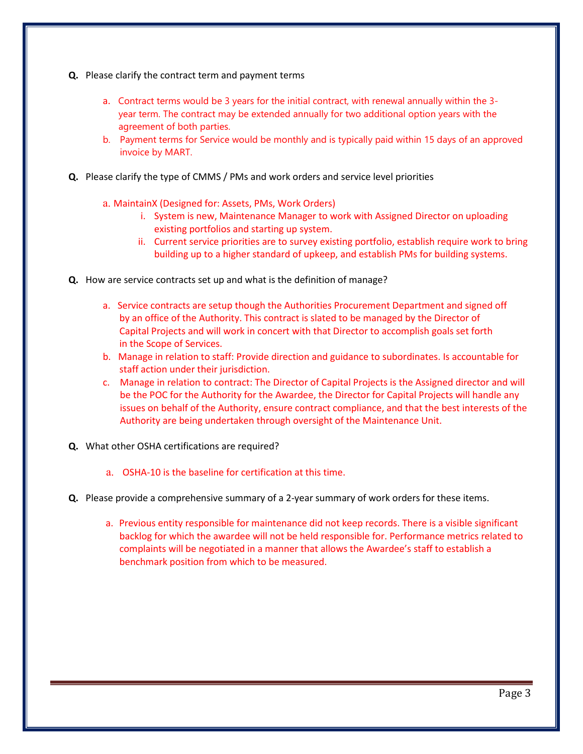**Q.** Please clarify the contract term and payment terms

a. Contract terms would be 3 years for the initial contract, with renewal annually within the 3-year term. The contract may be extended annually for two additional option years with the agreement of both parties.
b. Payment terms for Service would be monthly and is typically paid within 15 days of an approved invoice by MART.

**Q.** Please clarify the type of CMMS / PMs and work orders and service level priorities

a. MaintainX (Designed for: Assets, PMs, Work Orders)
   i. System is new, Maintenance Manager to work with Assigned Director on uploading existing portfolios and starting up system.
   ii. Current service priorities are to survey existing portfolio, establish require work to bring building up to a higher standard of upkeep, and establish PMs for building systems.

**Q.** How are service contracts set up and what is the definition of manage?

a. Service contracts are setup though the Authorities Procurement Department and signed off by an office of the Authority. This contract is slated to be managed by the Director of Capital Projects and will work in concert with that Director to accomplish goals set forth in the Scope of Services.
b. Manage in relation to staff: Provide direction and guidance to subordinates. Is accountable for staff action under their jurisdiction.
c. Manage in relation to contract: The Director of Capital Projects is the Assigned director and will be the POC for the Authority for the Awardee, the Director for Capital Projects will handle any issues on behalf of the Authority, ensure contract compliance, and that the best interests of the Authority are being undertaken through oversight of the Maintenance Unit.

**Q.** What other OSHA certifications are required?

a. OSHA-10 is the baseline for certification at this time.

**Q.** Please provide a comprehensive summary of a 2-year summary of work orders for these items.

a. Previous entity responsible for maintenance did not keep records. There is a visible significant backlog for which the awardee will not be held responsible for. Performance metrics related to complaints will be negotiated in a manner that allows the Awardee's staff to establish a benchmark position from which to be measured.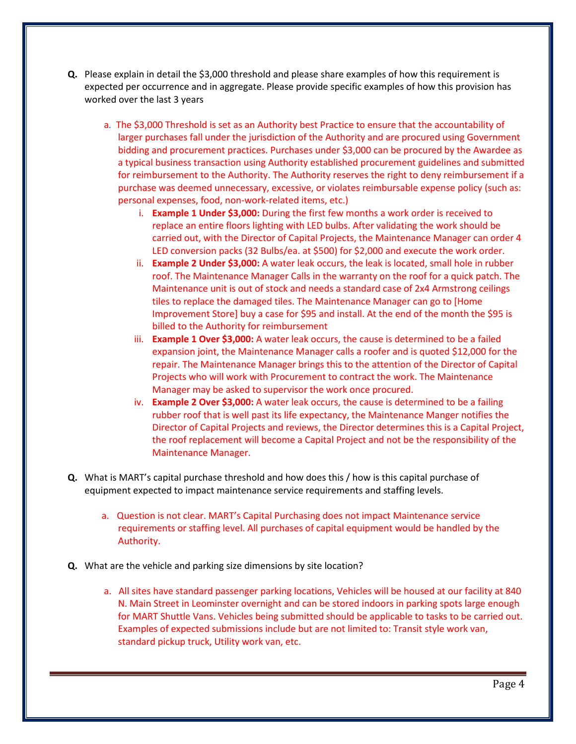**Q.** Please explain in detail the $3,000 threshold and please share examples of how this requirement is expected per occurrence and in aggregate. Please provide specific examples of how this provision has worked over the last 3 years

a. The $3,000 Threshold is set as an Authority best Practice to ensure that the accountability of larger purchases fall under the jurisdiction of the Authority and are procured using Government bidding and procurement practices. Purchases under $3,000 can be procured by the Awardee as a typical business transaction using Authority established procurement guidelines and submitted for reimbursement to the Authority. The Authority reserves the right to deny reimbursement if a purchase was deemed unnecessary, excessive, or violates reimbursable expense policy (such as: personal expenses, food, non-work-related items, etc.)

   i. **Example 1 Under $3,000:** During the first few months a work order is received to replace an entire floors lighting with LED bulbs. After validating the work should be carried out, with the Director of Capital Projects, the Maintenance Manager can order 4 LED conversion packs (32 Bulbs/ea. at $500) for $2,000 and execute the work order.

   ii. **Example 2 Under $3,000:** A water leak occurs, the leak is located, small hole in rubber roof. The Maintenance Manager Calls in the warranty on the roof for a quick patch. The Maintenance unit is out of stock and needs a standard case of 2x4 Armstrong ceilings tiles to replace the damaged tiles. The Maintenance Manager can go to [Home Improvement Store] buy a case for $95 and install. At the end of the month the $95 is billed to the Authority for reimbursement

   iii. **Example 1 Over $3,000:** A water leak occurs, the cause is determined to be a failed expansion joint, the Maintenance Manager calls a roofer and is quoted $12,000 for the repair. The Maintenance Manager brings this to the attention of the Director of Capital Projects who will work with Procurement to contract the work. The Maintenance Manager may be asked to supervisor the work once procured.

   iv. **Example 2 Over $3,000:** A water leak occurs, the cause is determined to be a failing rubber roof that is well past its life expectancy, the Maintenance Manger notifies the Director of Capital Projects and reviews, the Director determines this is a Capital Project, the roof replacement will become a Capital Project and not be the responsibility of the Maintenance Manager.

**Q.** What is MART's capital purchase threshold and how does this / how is this capital purchase of equipment expected to impact maintenance service requirements and staffing levels.

a. Question is not clear. MART's Capital Purchasing does not impact Maintenance service requirements or staffing level. All purchases of capital equipment would be handled by the Authority.

**Q.** What are the vehicle and parking size dimensions by site location?

a. All sites have standard passenger parking locations, Vehicles will be housed at our facility at 840 N. Main Street in Leominster overnight and can be stored indoors in parking spots large enough for MART Shuttle Vans. Vehicles being submitted should be applicable to tasks to be carried out. Examples of expected submissions include but are not limited to: Transit style work van, standard pickup truck, Utility work van, etc.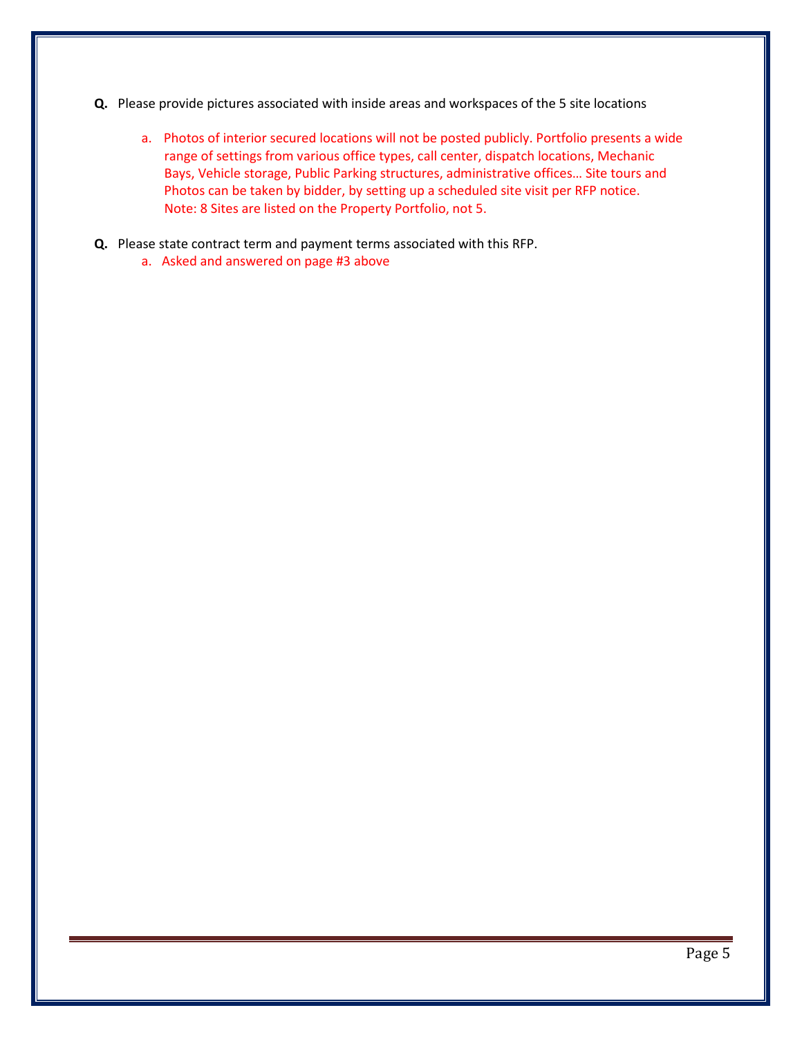**Q.** Please provide pictures associated with inside areas and workspaces of the 5 site locations

a. Photos of interior secured locations will not be posted publicly. Portfolio presents a wide range of settings from various office types, call center, dispatch locations, Mechanic Bays, Vehicle storage, Public Parking structures, administrative offices… Site tours and Photos can be taken by bidder, by setting up a scheduled site visit per RFP notice. Note: 8 Sites are listed on the Property Portfolio, not 5.

**Q.** Please state contract term and payment terms associated with this RFP.

a. Asked and answered on page #3 above